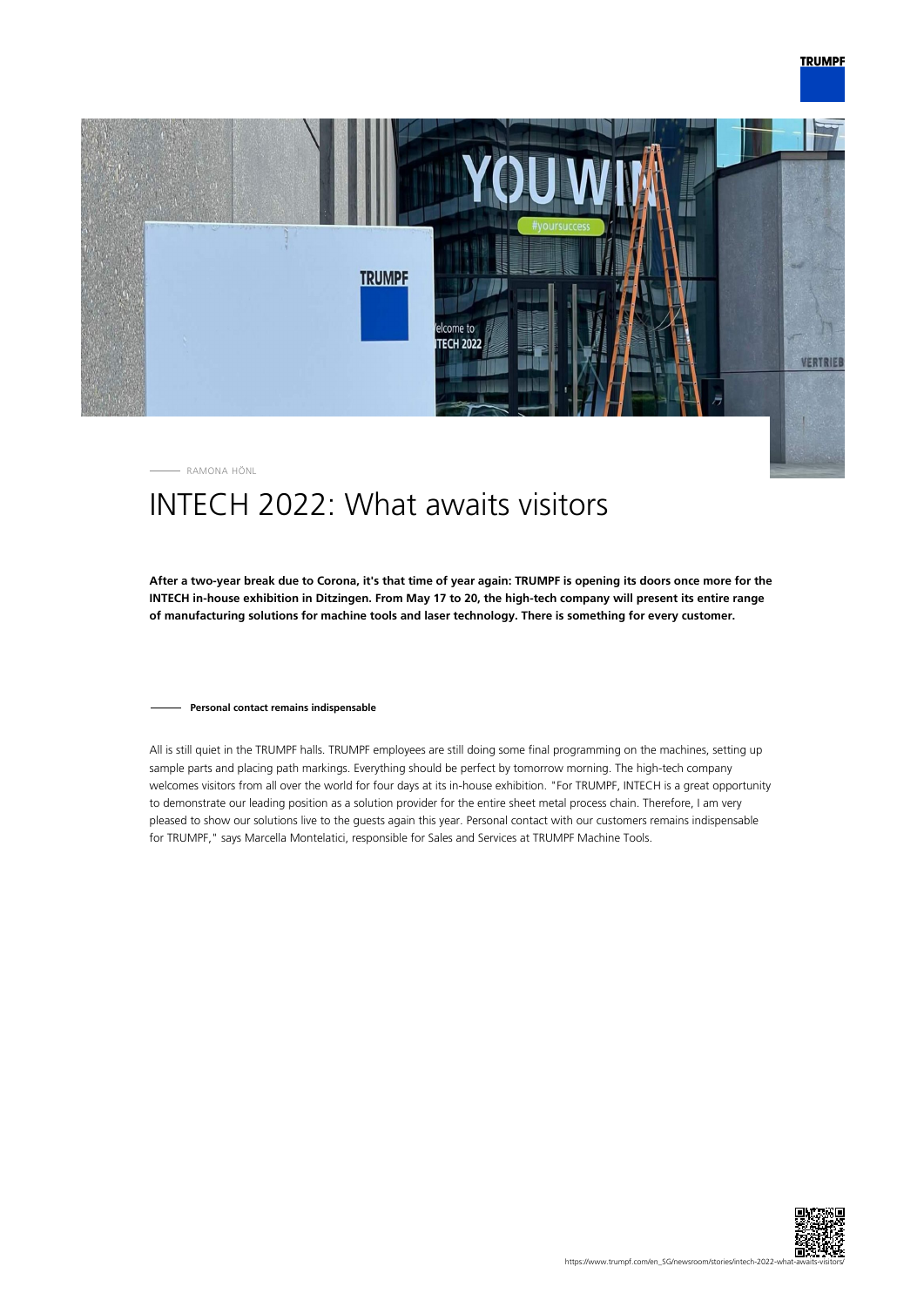RAMONA HÖNL

# INTECH 2022: What awaits visitors

**After a two-year break due to Corona, it's that time of year again: TRUMPF is opening its doors once more for the INTECH in-house exhibition in Ditzingen. From May 17 to 20, the high-tech company will present its entire range of manufacturing solutions for machine tools and laser technology. There is something for every customer.**

#### Personal contact remains indispensable

All is still quiet in the TRUMPF halls. TRUMPF employees are still doing some final programming on the machines, setting up sample parts and placing path markings. Everything should be perfect by tomorrow morning. The high-tech company welcomes visitors from all over the world for four days at its in-house exhibition. "For TRUMPF, INTECH is a great opportunity to demonstrate our leading position as a solution provider for the entire sheet metal process chain. Therefore, I am very pleased to show our solutions live to the guests again this year. Personal contact with our customers remains indispensable for TRUMPF," says Marcella Montelatici, responsible for Sales and Services at TRUMPF Machine Tools.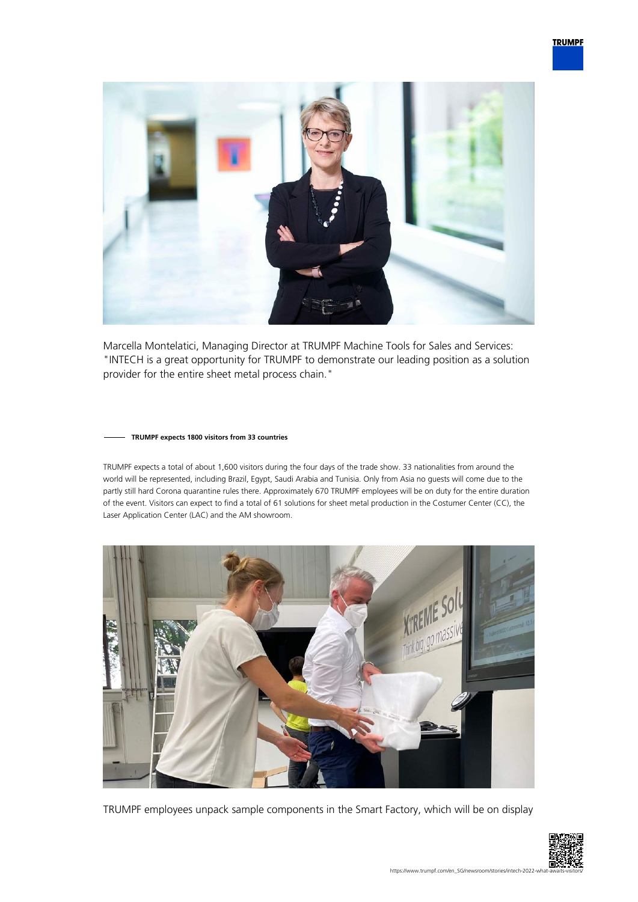Marcella Montelatici, Managing Director at TRUMPF Machine Tools for Sales and Services: "INTECH is a great opportunity for TRUMPF to demonstrate our leading position as a solution provider for the entire sheet metal process chain."

### TRUMPF expects 1800 visitors from 33 countries

TRUMPF expects a total of about 1,600 visitors during the four days of the trade show. 33 nationalities from around the world will be represented, including Brazil, Egypt, Saudi Arabia and Tunisia. Only from Asia no guests will come due to the partly still hard Corona quarantine rules there. Approximately 670 TRUMPF employees will be on duty for the entire duration of the event. Visitors can expect to find a total of 61 solutions for sheet metal production in the Costumer Center (CC), the Laser Application Center (LAC) and the AM showroom.

TRUMPF employees unpack sample components in the Smart Factory, which will be on display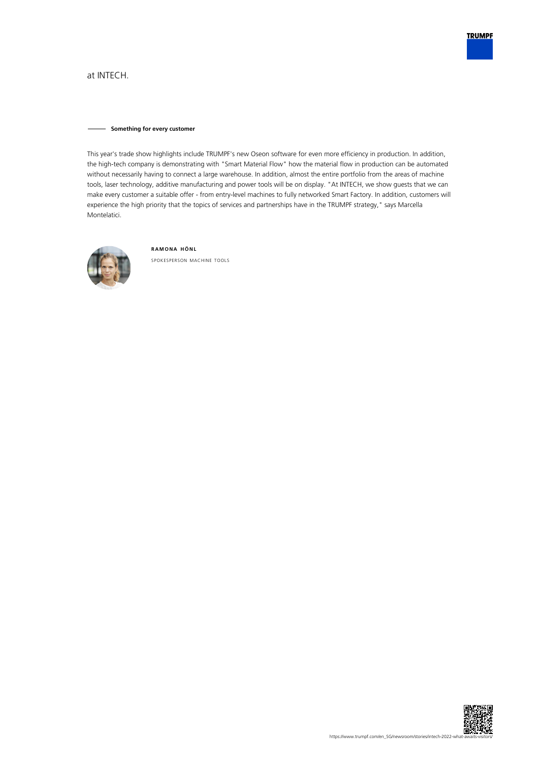at INTECH.

## Something for every customer

This year's trade show highlights include TRUMPF's new Oseon software for even more efficiency in production. In addition, the high-tech company is demonstrating with "Smart Material Flow" how the material flow in production can be automated without necessarily having to connect a large warehouse. In addition, almost the entire portfolio from the areas of machine tools, laser technology, additive manufacturing and power tools will be on display. "At INTECH, we show guests that we can make every customer a suitable offer - from entry-level machines to fully networked Smart Factory. In addition, customers will experience the high priority that the topics of services and partnerships have in the TRUMPF strategy," says Marcella Montelatici.

**RAMONA HÖNL**

SPOKESPERSON MACHINE TOOLS